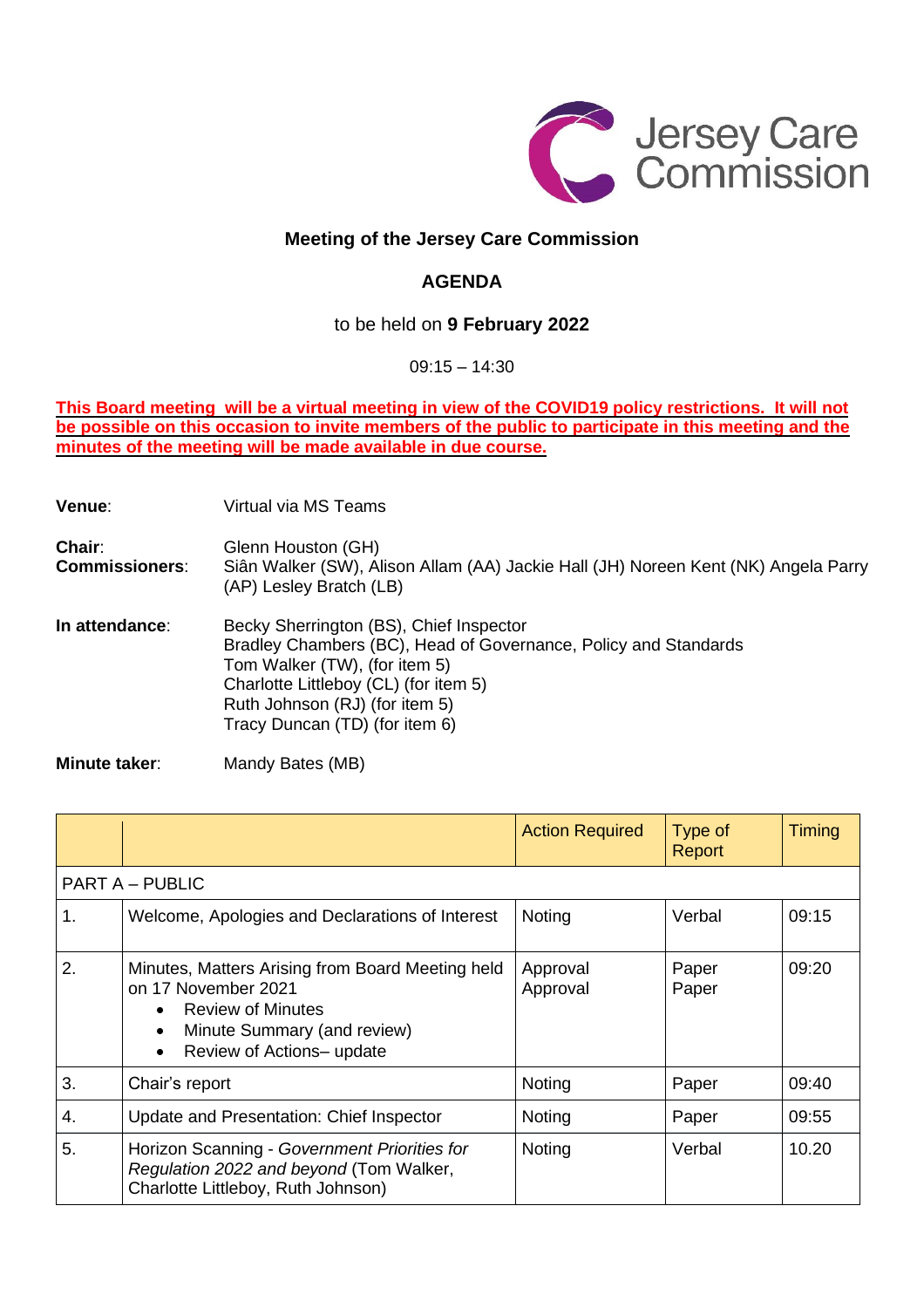Jersey Care Commission

# Meeting of the Jersey Care Commission

## AGENDA

to be held on **9 February 2022**

09:15 – 14:30

**This Board meeting will be a virtual meeting in view of the COVID19 policy restrictions. It will not be possible on this occasion to invite members of the public to participate in this meeting and the minutes of the meeting will be made available in due course.**

**Venue**: Virtual via MS Teams

**Chair**: Glenn Houston (GH)
**Commissioners**: Siân Walker (SW), Alison Allam (AA) Jackie Hall (JH) Noreen Kent (NK) Angela Parry (AP) Lesley Bratch (LB)

**In attendance**: Becky Sherrington (BS), Chief Inspector
Bradley Chambers (BC), Head of Governance, Policy and Standards
Tom Walker (TW), (for item 5)
Charlotte Littleboy (CL) (for item 5)
Ruth Johnson (RJ) (for item 5)
Tracy Duncan (TD) (for item 6)

**Minute taker**: Mandy Bates (MB)

| | | Action Required | Type of Report | Timing |
|---|---|---|---|---|
| PART A – PUBLIC | | | | |
| 1. | Welcome, Apologies and Declarations of Interest | Noting | Verbal | 09:15 |
| 2. | Minutes, Matters Arising from Board Meeting held on 17 November 2021<br>• Review of Minutes<br>• Minute Summary (and review)<br>• Review of Actions– update | Approval<br>Approval | Paper<br>Paper | 09:20 |
| 3. | Chair's report | Noting | Paper | 09:40 |
| 4. | Update and Presentation: Chief Inspector | Noting | Paper | 09:55 |
| 5. | Horizon Scanning - *Government Priorities for Regulation 2022 and beyond* (Tom Walker, Charlotte Littleboy, Ruth Johnson) | Noting | Verbal | 10.20 |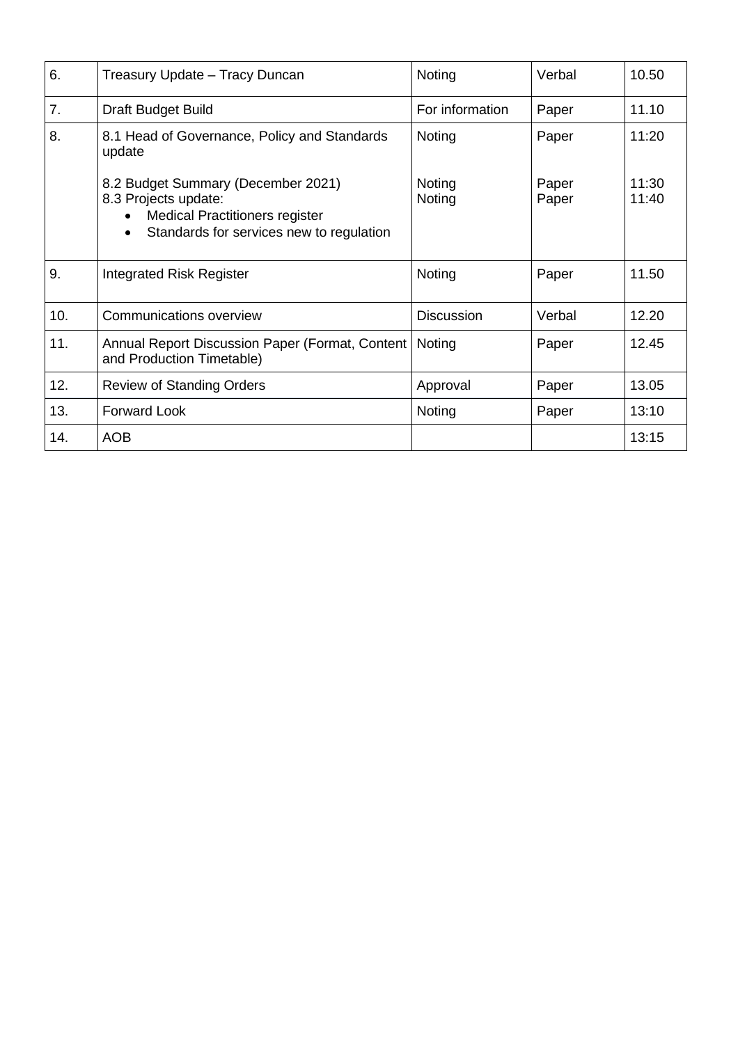| | | | | |
|---|---|---|---|---|
| 6. | Treasury Update – Tracy Duncan | Noting | Verbal | 10.50 |
| 7. | Draft Budget Build | For information | Paper | 11.10 |
| 8. | 8.1 Head of Governance, Policy and Standards update<br><br>8.2 Budget Summary (December 2021)<br>8.3 Projects update:<br>• Medical Practitioners register<br>• Standards for services new to regulation | Noting<br><br>Noting<br>Noting | Paper<br><br>Paper<br>Paper | 11:20<br><br>11:30<br>11:40 |
| 9. | Integrated Risk Register | Noting | Paper | 11.50 |
| 10. | Communications overview | Discussion | Verbal | 12.20 |
| 11. | Annual Report Discussion Paper (Format, Content and Production Timetable) | Noting | Paper | 12.45 |
| 12. | Review of Standing Orders | Approval | Paper | 13.05 |
| 13. | Forward Look | Noting | Paper | 13:10 |
| 14. | AOB | | | 13:15 |